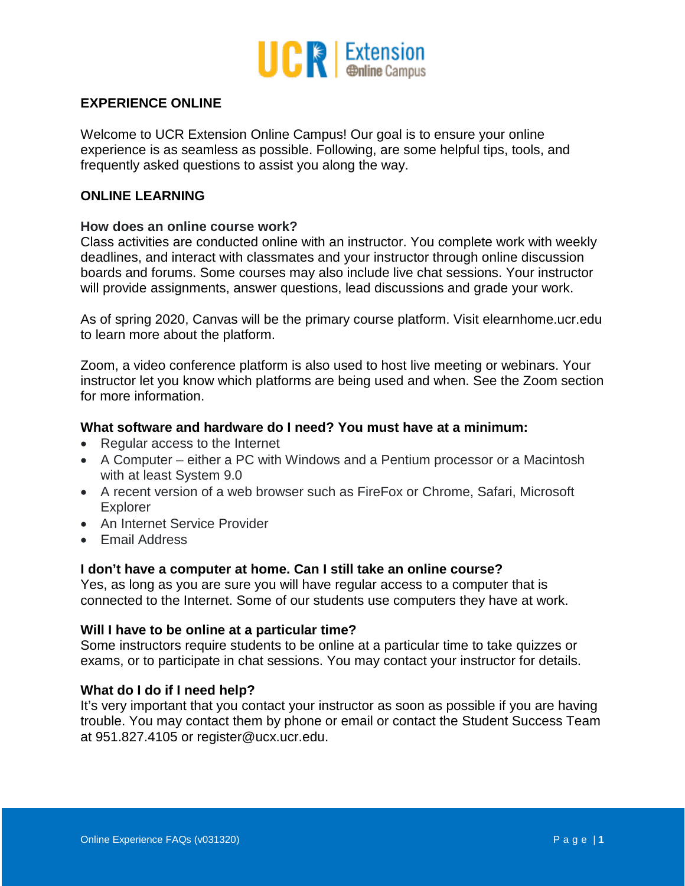# EXPERIENCE ONLINE

Welcome to UCR Extension Online Campus! Our goal is to ensure your online experience is as seamless as possible. Following, are some helpful tips, tools, and frequently asked questions to assist you along the way.

## ONLINE LEARNING

### How does an online course work?

Class activities are conducted online with an instructor. You complete work with weekly deadlines, and interact with classmates and your instructor through online discussion boards and forums. Some courses may also include live chat sessions. Your instructor will provide assignments, answer questions, lead discussions and grade your work.

As of spring 2020, Canvas will be the primary course platform. Visit elearnhome.ucr.edu to learn more about the platform.

Zoom, a video conference platform is also used to host live meeting or webinars. Your instructor let you know which platforms are being used and when. See the Zoom section for more information.

### What software and hardware do I need? You must have at a minimum:

- Regular access to the Internet
- A Computer – either a PC with Windows and a Pentium processor or a Macintosh with at least System 9.0
- A recent version of a web browser such as FireFox or Chrome, Safari, Microsoft Explorer
- An Internet Service Provider
- Email Address

### I don't have a computer at home. Can I still take an online course?

Yes, as long as you are sure you will have regular access to a computer that is connected to the Internet. Some of our students use computers they have at work.

### Will I have to be online at a particular time?

Some instructors require students to be online at a particular time to take quizzes or exams, or to participate in chat sessions. You may contact your instructor for details.

### What do I do if I need help?

It's very important that you contact your instructor as soon as possible if you are having trouble. You may contact them by phone or email or contact the Student Success Team at 951.827.4105 or register@ucx.ucr.edu.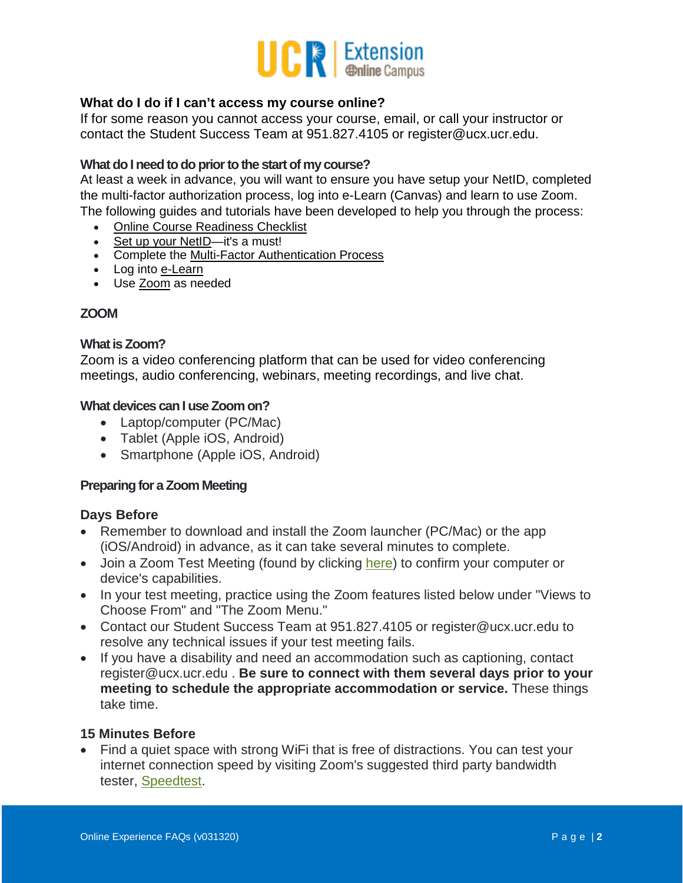## What do I do if I can't access my course online?

If for some reason you cannot access your course, email, or call your instructor or contact the Student Success Team at 951.827.4105 or register@ucx.ucr.edu.

### What do I need to do prior to the start of my course?

At least a week in advance, you will want to ensure you have setup your NetID, completed the multi-factor authorization process, log into e-Learn (Canvas) and learn to use Zoom. The following guides and tutorials have been developed to help you through the process:

- Online Course Readiness Checklist
- Set up your NetID—it's a must!
- Complete the Multi-Factor Authentication Process
- Log into e-Learn
- Use Zoom as needed

## ZOOM

### What is Zoom?

Zoom is a video conferencing platform that can be used for video conferencing meetings, audio conferencing, webinars, meeting recordings, and live chat.

### What devices can I use Zoom on?

- Laptop/computer (PC/Mac)
- Tablet (Apple iOS, Android)
- Smartphone (Apple iOS, Android)

### Preparing for a Zoom Meeting

#### Days Before

- Remember to download and install the Zoom launcher (PC/Mac) or the app (iOS/Android) in advance, as it can take several minutes to complete.
- Join a Zoom Test Meeting (found by clicking here) to confirm your computer or device's capabilities.
- In your test meeting, practice using the Zoom features listed below under "Views to Choose From" and "The Zoom Menu."
- Contact our Student Success Team at 951.827.4105 or register@ucx.ucr.edu to resolve any technical issues if your test meeting fails.
- If you have a disability and need an accommodation such as captioning, contact register@ucx.ucr.edu . **Be sure to connect with them several days prior to your meeting to schedule the appropriate accommodation or service.** These things take time.

#### 15 Minutes Before

- Find a quiet space with strong WiFi that is free of distractions. You can test your internet connection speed by visiting Zoom's suggested third party bandwidth tester, Speedtest.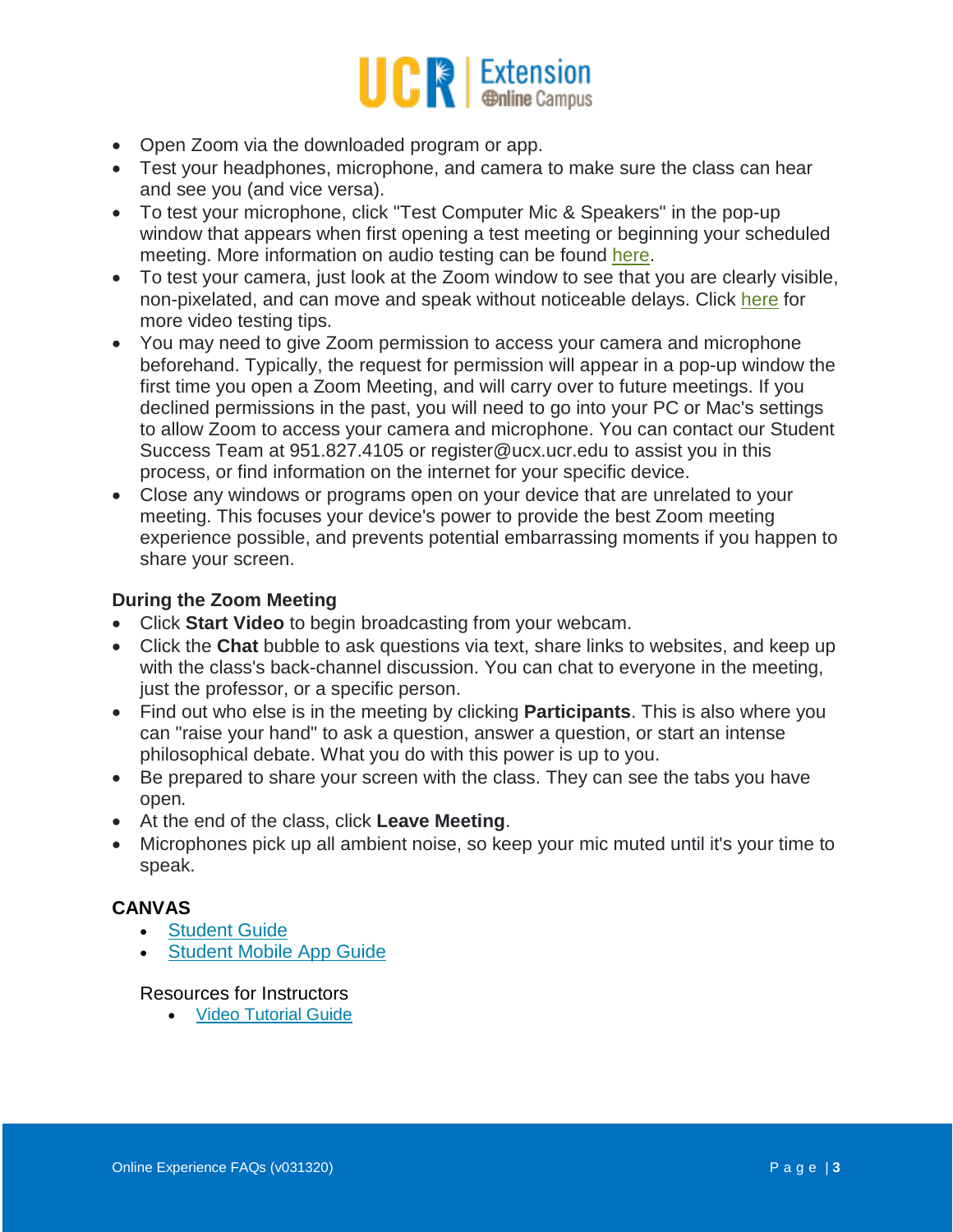- Open Zoom via the downloaded program or app.
- Test your headphones, microphone, and camera to make sure the class can hear and see you (and vice versa).
- To test your microphone, click "Test Computer Mic & Speakers" in the pop-up window that appears when first opening a test meeting or beginning your scheduled meeting. More information on audio testing can be found here.
- To test your camera, just look at the Zoom window to see that you are clearly visible, non-pixelated, and can move and speak without noticeable delays. Click here for more video testing tips.
- You may need to give Zoom permission to access your camera and microphone beforehand. Typically, the request for permission will appear in a pop-up window the first time you open a Zoom Meeting, and will carry over to future meetings. If you declined permissions in the past, you will need to go into your PC or Mac's settings to allow Zoom to access your camera and microphone. You can contact our Student Success Team at 951.827.4105 or register@ucx.ucr.edu to assist you in this process, or find information on the internet for your specific device.
- Close any windows or programs open on your device that are unrelated to your meeting. This focuses your device's power to provide the best Zoom meeting experience possible, and prevents potential embarrassing moments if you happen to share your screen.

### During the Zoom Meeting

- Click **Start Video** to begin broadcasting from your webcam.
- Click the **Chat** bubble to ask questions via text, share links to websites, and keep up with the class's back-channel discussion. You can chat to everyone in the meeting, just the professor, or a specific person.
- Find out who else is in the meeting by clicking **Participants**. This is also where you can "raise your hand" to ask a question, answer a question, or start an intense philosophical debate. What you do with this power is up to you.
- Be prepared to share your screen with the class. They can see the tabs you have open.
- At the end of the class, click **Leave Meeting**.
- Microphones pick up all ambient noise, so keep your mic muted until it's your time to speak.

### CANVAS

- Student Guide
- Student Mobile App Guide

Resources for Instructors

- Video Tutorial Guide